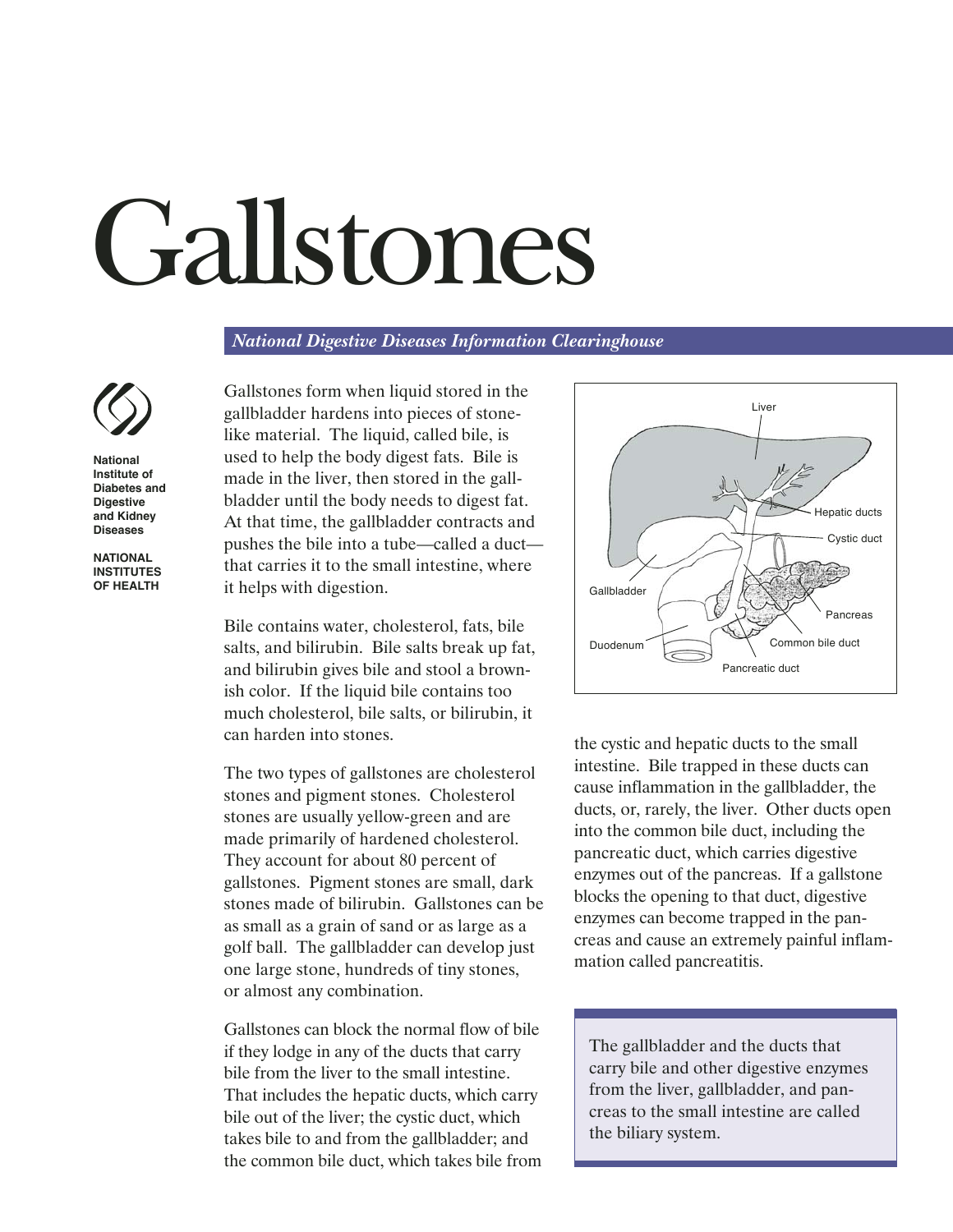# Gallstones

*National Digestive Diseases Information Clearinghouse*

**National Institute of Diabetes and Digestive and Kidney Diseases**

**NATIONAL INSTITUTES OF HEALTH**

Gallstones form when liquid stored in the gallbladder hardens into pieces of stone-like material. The liquid, called bile, is used to help the body digest fats. Bile is made in the liver, then stored in the gallbladder until the body needs to digest fat. At that time, the gallbladder contracts and pushes the bile into a tube—called a duct—that carries it to the small intestine, where it helps with digestion.

Bile contains water, cholesterol, fats, bile salts, and bilirubin. Bile salts break up fat, and bilirubin gives bile and stool a brownish color. If the liquid bile contains too much cholesterol, bile salts, or bilirubin, it can harden into stones.

The two types of gallstones are cholesterol stones and pigment stones. Cholesterol stones are usually yellow-green and are made primarily of hardened cholesterol. They account for about 80 percent of gallstones. Pigment stones are small, dark stones made of bilirubin. Gallstones can be as small as a grain of sand or as large as a golf ball. The gallbladder can develop just one large stone, hundreds of tiny stones, or almost any combination.

Gallstones can block the normal flow of bile if they lodge in any of the ducts that carry bile from the liver to the small intestine. That includes the hepatic ducts, which carry bile out of the liver; the cystic duct, which takes bile to and from the gallbladder; and the common bile duct, which takes bile from the cystic and hepatic ducts to the small intestine. Bile trapped in these ducts can cause inflammation in the gallbladder, the ducts, or, rarely, the liver. Other ducts open into the common bile duct, including the pancreatic duct, which carries digestive enzymes out of the pancreas. If a gallstone blocks the opening to that duct, digestive enzymes can become trapped in the pancreas and cause an extremely painful inflammation called pancreatitis.

Liver
Hepatic ducts
Cystic duct
Gallbladder
Pancreas
Duodenum
Common bile duct
Pancreatic duct

The gallbladder and the ducts that carry bile and other digestive enzymes from the liver, gallbladder, and pancreas to the small intestine are called the biliary system.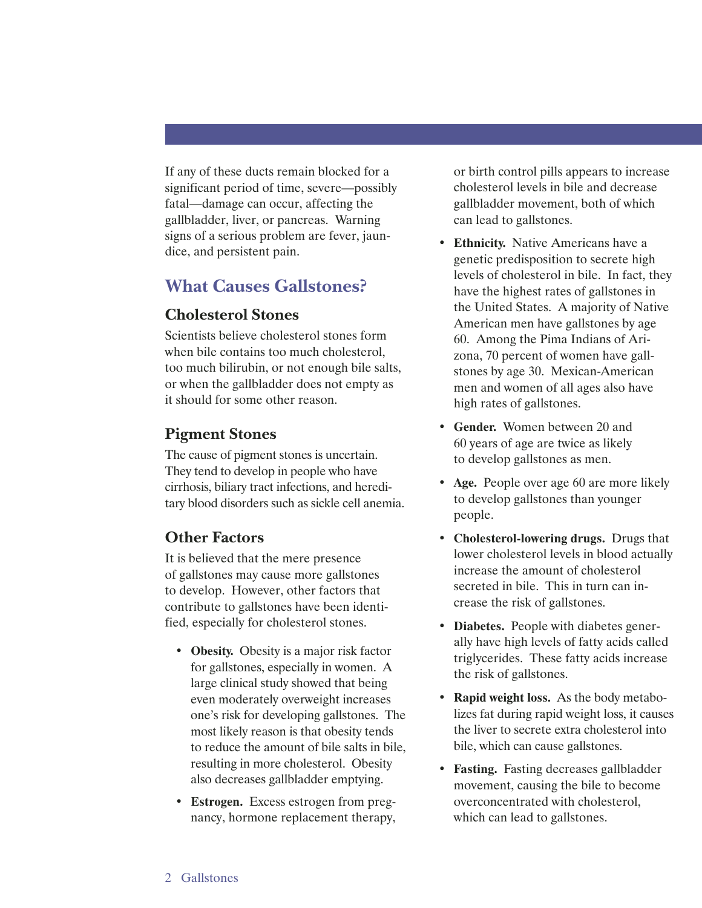If any of these ducts remain blocked for a significant period of time, severe—possibly fatal—damage can occur, affecting the gallbladder, liver, or pancreas. Warning signs of a serious problem are fever, jaundice, and persistent pain.

## What Causes Gallstones?

### Cholesterol Stones

Scientists believe cholesterol stones form when bile contains too much cholesterol, too much bilirubin, or not enough bile salts, or when the gallbladder does not empty as it should for some other reason.

### Pigment Stones

The cause of pigment stones is uncertain. They tend to develop in people who have cirrhosis, biliary tract infections, and hereditary blood disorders such as sickle cell anemia.

### Other Factors

It is believed that the mere presence of gallstones may cause more gallstones to develop. However, other factors that contribute to gallstones have been identified, especially for cholesterol stones.

- **Obesity.** Obesity is a major risk factor for gallstones, especially in women. A large clinical study showed that being even moderately overweight increases one's risk for developing gallstones. The most likely reason is that obesity tends to reduce the amount of bile salts in bile, resulting in more cholesterol. Obesity also decreases gallbladder emptying.
- **Estrogen.** Excess estrogen from pregnancy, hormone replacement therapy, or birth control pills appears to increase cholesterol levels in bile and decrease gallbladder movement, both of which can lead to gallstones.
- **Ethnicity.** Native Americans have a genetic predisposition to secrete high levels of cholesterol in bile. In fact, they have the highest rates of gallstones in the United States. A majority of Native American men have gallstones by age 60. Among the Pima Indians of Arizona, 70 percent of women have gallstones by age 30. Mexican-American men and women of all ages also have high rates of gallstones.
- **Gender.** Women between 20 and 60 years of age are twice as likely to develop gallstones as men.
- **Age.** People over age 60 are more likely to develop gallstones than younger people.
- **Cholesterol-lowering drugs.** Drugs that lower cholesterol levels in blood actually increase the amount of cholesterol secreted in bile. This in turn can increase the risk of gallstones.
- **Diabetes.** People with diabetes generally have high levels of fatty acids called triglycerides. These fatty acids increase the risk of gallstones.
- **Rapid weight loss.** As the body metabolizes fat during rapid weight loss, it causes the liver to secrete extra cholesterol into bile, which can cause gallstones.
- **Fasting.** Fasting decreases gallbladder movement, causing the bile to become overconcentrated with cholesterol, which can lead to gallstones.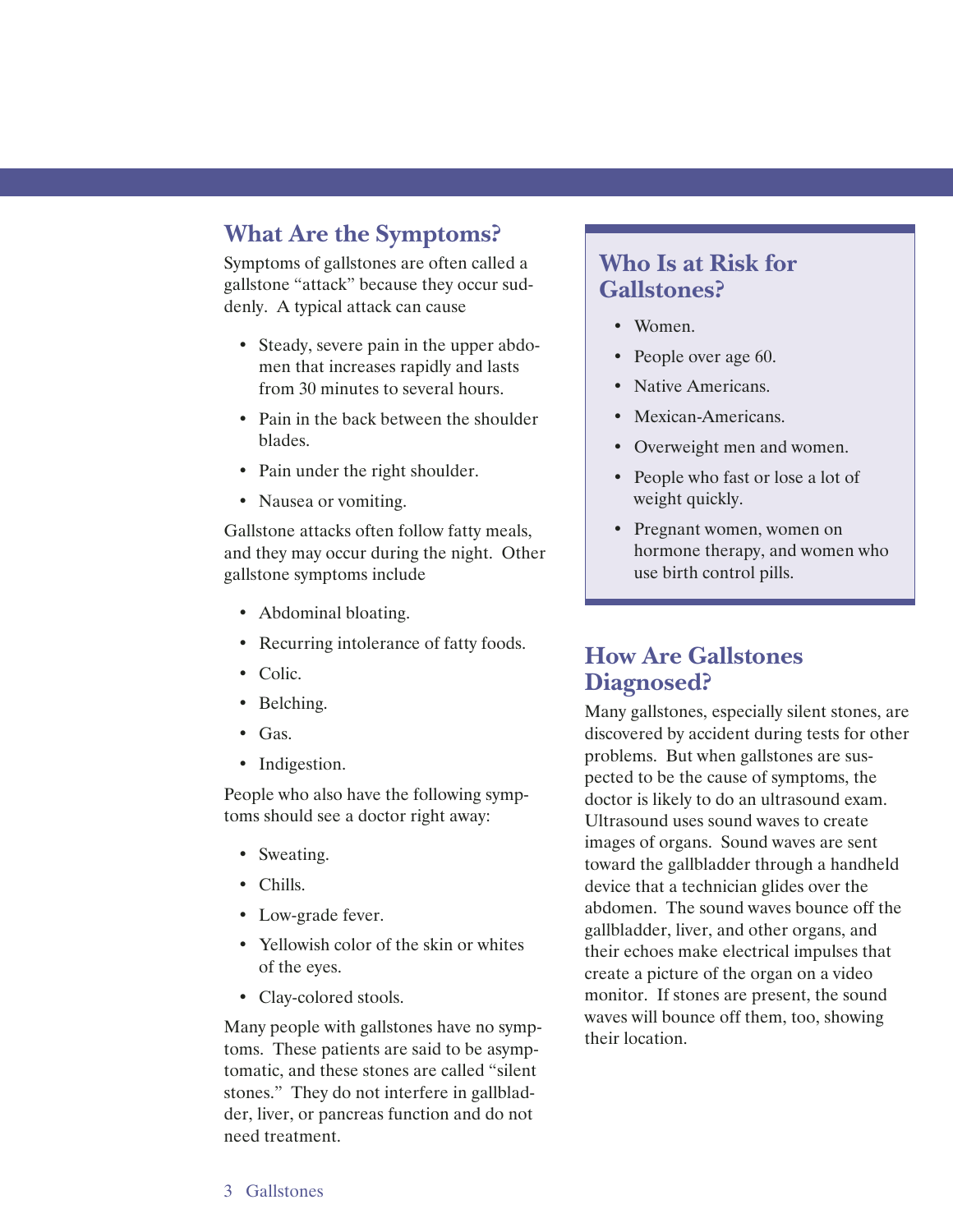## What Are the Symptoms?

Symptoms of gallstones are often called a gallstone "attack" because they occur suddenly. A typical attack can cause

- Steady, severe pain in the upper abdomen that increases rapidly and lasts from 30 minutes to several hours.
- Pain in the back between the shoulder blades.
- Pain under the right shoulder.
- Nausea or vomiting.

Gallstone attacks often follow fatty meals, and they may occur during the night. Other gallstone symptoms include

- Abdominal bloating.
- Recurring intolerance of fatty foods.
- Colic.
- Belching.
- Gas.
- Indigestion.

People who also have the following symptoms should see a doctor right away:

- Sweating.
- Chills.
- Low-grade fever.
- Yellowish color of the skin or whites of the eyes.
- Clay-colored stools.

Many people with gallstones have no symptoms. These patients are said to be asymptomatic, and these stones are called "silent stones." They do not interfere in gallbladder, liver, or pancreas function and do not need treatment.

## Who Is at Risk for Gallstones?

- Women.
- People over age 60.
- Native Americans.
- Mexican-Americans.
- Overweight men and women.
- People who fast or lose a lot of weight quickly.
- Pregnant women, women on hormone therapy, and women who use birth control pills.

## How Are Gallstones Diagnosed?

Many gallstones, especially silent stones, are discovered by accident during tests for other problems. But when gallstones are suspected to be the cause of symptoms, the doctor is likely to do an ultrasound exam. Ultrasound uses sound waves to create images of organs. Sound waves are sent toward the gallbladder through a handheld device that a technician glides over the abdomen. The sound waves bounce off the gallbladder, liver, and other organs, and their echoes make electrical impulses that create a picture of the organ on a video monitor. If stones are present, the sound waves will bounce off them, too, showing their location.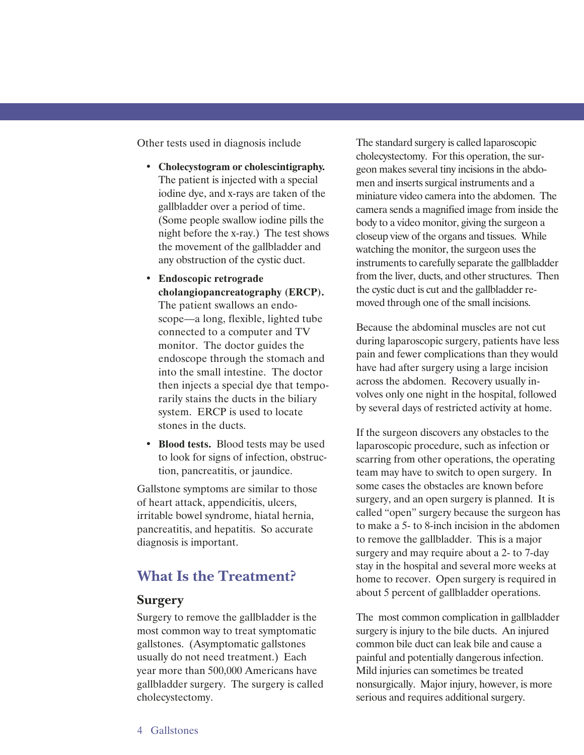Other tests used in diagnosis include

- **Cholecystogram or cholescintigraphy.** The patient is injected with a special iodine dye, and x-rays are taken of the gallbladder over a period of time. (Some people swallow iodine pills the night before the x-ray.) The test shows the movement of the gallbladder and any obstruction of the cystic duct.
- **Endoscopic retrograde cholangiopancreatography (ERCP).** The patient swallows an endoscope—a long, flexible, lighted tube connected to a computer and TV monitor. The doctor guides the endoscope through the stomach and into the small intestine. The doctor then injects a special dye that temporarily stains the ducts in the biliary system. ERCP is used to locate stones in the ducts.
- **Blood tests.** Blood tests may be used to look for signs of infection, obstruction, pancreatitis, or jaundice.

Gallstone symptoms are similar to those of heart attack, appendicitis, ulcers, irritable bowel syndrome, hiatal hernia, pancreatitis, and hepatitis. So accurate diagnosis is important.

## What Is the Treatment?

### Surgery

Surgery to remove the gallbladder is the most common way to treat symptomatic gallstones. (Asymptomatic gallstones usually do not need treatment.) Each year more than 500,000 Americans have gallbladder surgery. The surgery is called cholecystectomy.

The standard surgery is called laparoscopic cholecystectomy. For this operation, the surgeon makes several tiny incisions in the abdomen and inserts surgical instruments and a miniature video camera into the abdomen. The camera sends a magnified image from inside the body to a video monitor, giving the surgeon a closeup view of the organs and tissues. While watching the monitor, the surgeon uses the instruments to carefully separate the gallbladder from the liver, ducts, and other structures. Then the cystic duct is cut and the gallbladder removed through one of the small incisions.

Because the abdominal muscles are not cut during laparoscopic surgery, patients have less pain and fewer complications than they would have had after surgery using a large incision across the abdomen. Recovery usually involves only one night in the hospital, followed by several days of restricted activity at home.

If the surgeon discovers any obstacles to the laparoscopic procedure, such as infection or scarring from other operations, the operating team may have to switch to open surgery. In some cases the obstacles are known before surgery, and an open surgery is planned. It is called "open" surgery because the surgeon has to make a 5- to 8-inch incision in the abdomen to remove the gallbladder. This is a major surgery and may require about a 2- to 7-day stay in the hospital and several more weeks at home to recover. Open surgery is required in about 5 percent of gallbladder operations.

The most common complication in gallbladder surgery is injury to the bile ducts. An injured common bile duct can leak bile and cause a painful and potentially dangerous infection. Mild injuries can sometimes be treated nonsurgically. Major injury, however, is more serious and requires additional surgery.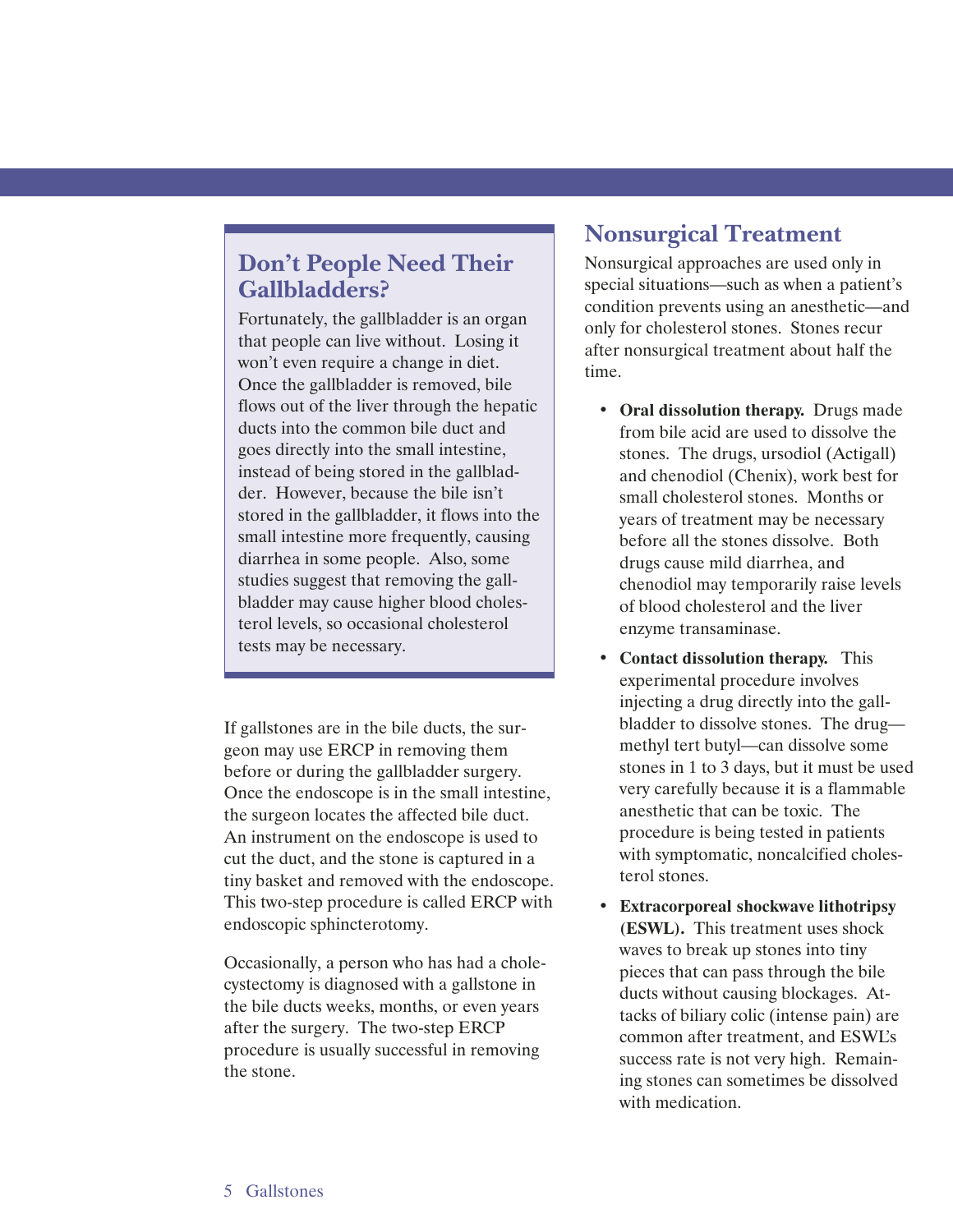## Don't People Need Their Gallbladders?

Fortunately, the gallbladder is an organ that people can live without. Losing it won't even require a change in diet. Once the gallbladder is removed, bile flows out of the liver through the hepatic ducts into the common bile duct and goes directly into the small intestine, instead of being stored in the gallbladder. However, because the bile isn't stored in the gallbladder, it flows into the small intestine more frequently, causing diarrhea in some people. Also, some studies suggest that removing the gallbladder may cause higher blood cholesterol levels, so occasional cholesterol tests may be necessary.

If gallstones are in the bile ducts, the surgeon may use ERCP in removing them before or during the gallbladder surgery. Once the endoscope is in the small intestine, the surgeon locates the affected bile duct. An instrument on the endoscope is used to cut the duct, and the stone is captured in a tiny basket and removed with the endoscope. This two-step procedure is called ERCP with endoscopic sphincterotomy.

Occasionally, a person who has had a cholecystectomy is diagnosed with a gallstone in the bile ducts weeks, months, or even years after the surgery. The two-step ERCP procedure is usually successful in removing the stone.

## Nonsurgical Treatment

Nonsurgical approaches are used only in special situations—such as when a patient's condition prevents using an anesthetic—and only for cholesterol stones. Stones recur after nonsurgical treatment about half the time.

- **Oral dissolution therapy.** Drugs made from bile acid are used to dissolve the stones. The drugs, ursodiol (Actigall) and chenodiol (Chenix), work best for small cholesterol stones. Months or years of treatment may be necessary before all the stones dissolve. Both drugs cause mild diarrhea, and chenodiol may temporarily raise levels of blood cholesterol and the liver enzyme transaminase.
- **Contact dissolution therapy.** This experimental procedure involves injecting a drug directly into the gallbladder to dissolve stones. The drug—methyl tert butyl—can dissolve some stones in 1 to 3 days, but it must be used very carefully because it is a flammable anesthetic that can be toxic. The procedure is being tested in patients with symptomatic, noncalcified cholesterol stones.
- **Extracorporeal shockwave lithotripsy (ESWL).** This treatment uses shock waves to break up stones into tiny pieces that can pass through the bile ducts without causing blockages. Attacks of biliary colic (intense pain) are common after treatment, and ESWL's success rate is not very high. Remaining stones can sometimes be dissolved with medication.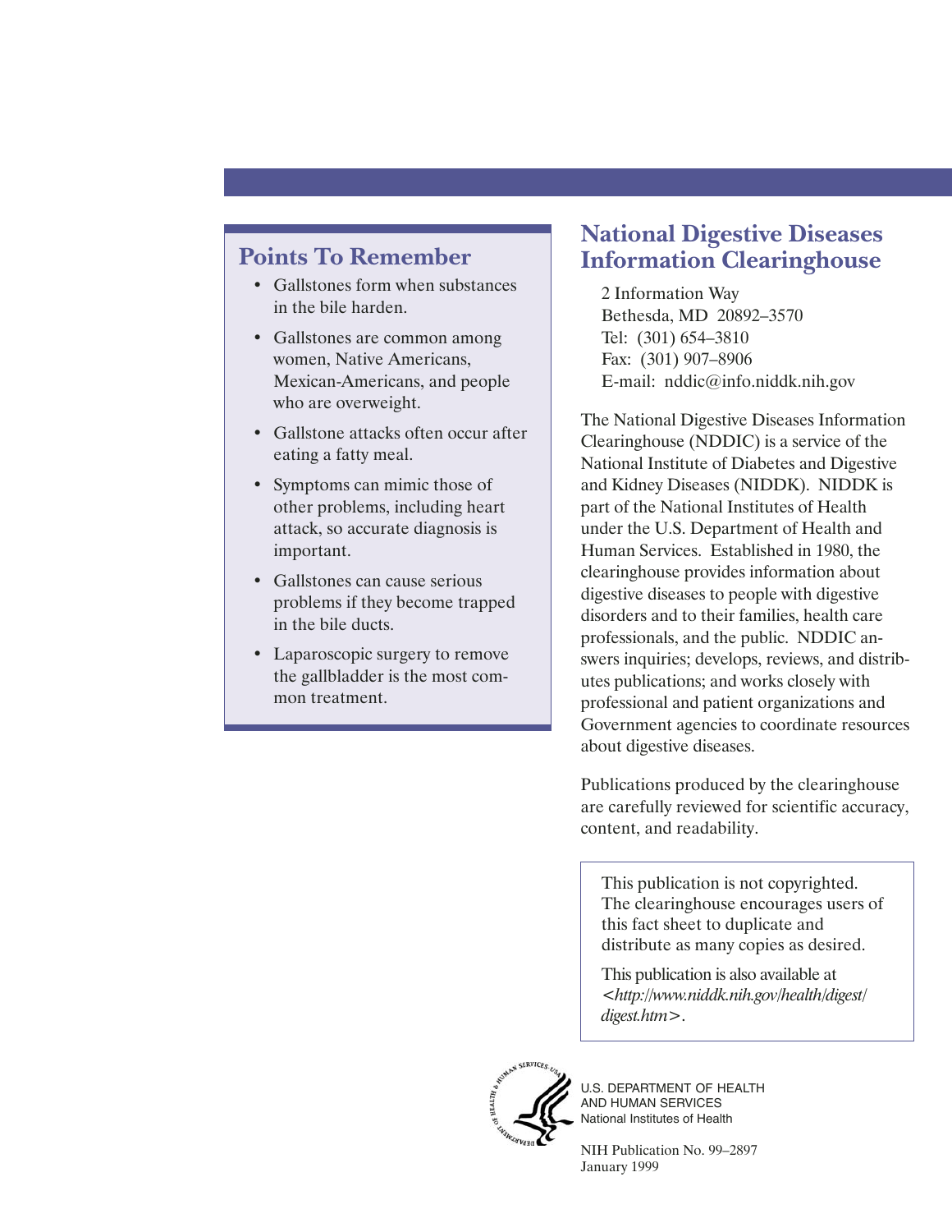## Points To Remember

- Gallstones form when substances in the bile harden.
- Gallstones are common among women, Native Americans, Mexican-Americans, and people who are overweight.
- Gallstone attacks often occur after eating a fatty meal.
- Symptoms can mimic those of other problems, including heart attack, so accurate diagnosis is important.
- Gallstones can cause serious problems if they become trapped in the bile ducts.
- Laparoscopic surgery to remove the gallbladder is the most common treatment.

## National Digestive Diseases Information Clearinghouse

2 Information Way
Bethesda, MD 20892–3570
Tel: (301) 654–3810
Fax: (301) 907–8906
E-mail: nddic@info.niddk.nih.gov

The National Digestive Diseases Information Clearinghouse (NDDIC) is a service of the National Institute of Diabetes and Digestive and Kidney Diseases (NIDDK). NIDDK is part of the National Institutes of Health under the U.S. Department of Health and Human Services. Established in 1980, the clearinghouse provides information about digestive diseases to people with digestive disorders and to their families, health care professionals, and the public. NDDIC answers inquiries; develops, reviews, and distributes publications; and works closely with professional and patient organizations and Government agencies to coordinate resources about digestive diseases.

Publications produced by the clearinghouse are carefully reviewed for scientific accuracy, content, and readability.

This publication is not copyrighted. The clearinghouse encourages users of this fact sheet to duplicate and distribute as many copies as desired.

This publication is also available at *<http://www.niddk.nih.gov/health/digest/digest.htm>*.

U.S. DEPARTMENT OF HEALTH AND HUMAN SERVICES
National Institutes of Health

NIH Publication No. 99–2897
January 1999